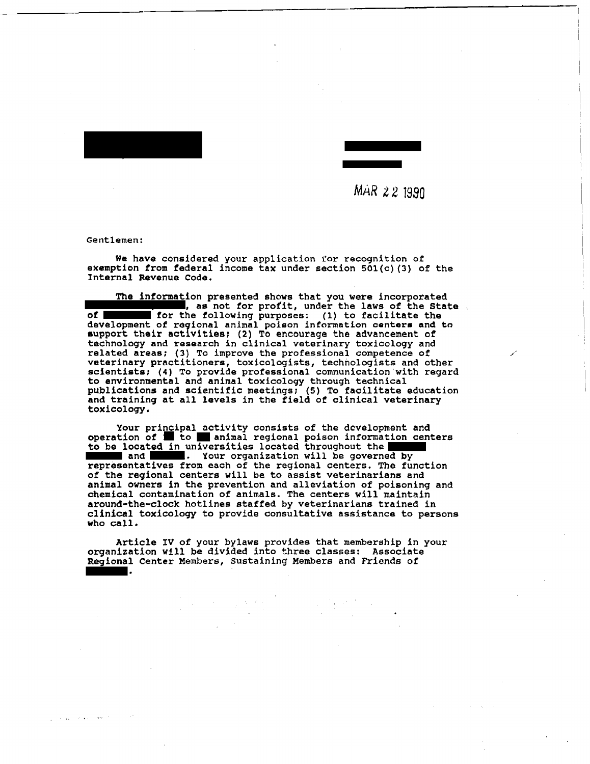MAR 22 1990

Gentlemen:

We have considered your application for recognition of exemption from federal income tax under section 501(c)(3) of the Internal Revenue Code.

The information presented shows that you were incorporated , as not for profit, under the laws of the State of for the following purposes: (1) to facilitate the development of regional animal poison information centers and to support their activities; (2) To encourage the advancement of technology and research in clinical veterinary toxicology and related areas; (3) To improve the professional competence of veterinary practitioners, toxicologists, technologists and other scientists; (4) To provide professional communication with regard to environmental and animal toxicology through technical publications and scientific meetings; (5) To facilitate education and training at all levels in the field of clinical veterinary toxicology.

Your principal activity consists of the development and operation of to animal regional poison information centers to be located in universities located throughout the and . Your organization will be governed by representatives from each of the regional centers. The function of the regional centers will be to assist veterinarians and animal owners in the prevention and alleviation of poisoning and chemical contamination of animals. The centers will maintain around-the-clock hotlines staffed by veterinarians trained in clinical toxicology to provide consultative assistance to persons who call.

Article IV of your bylaws provides that membership in your organization will be divided into three classes: Associate Regional Center Members, Sustaining Members and Friends of .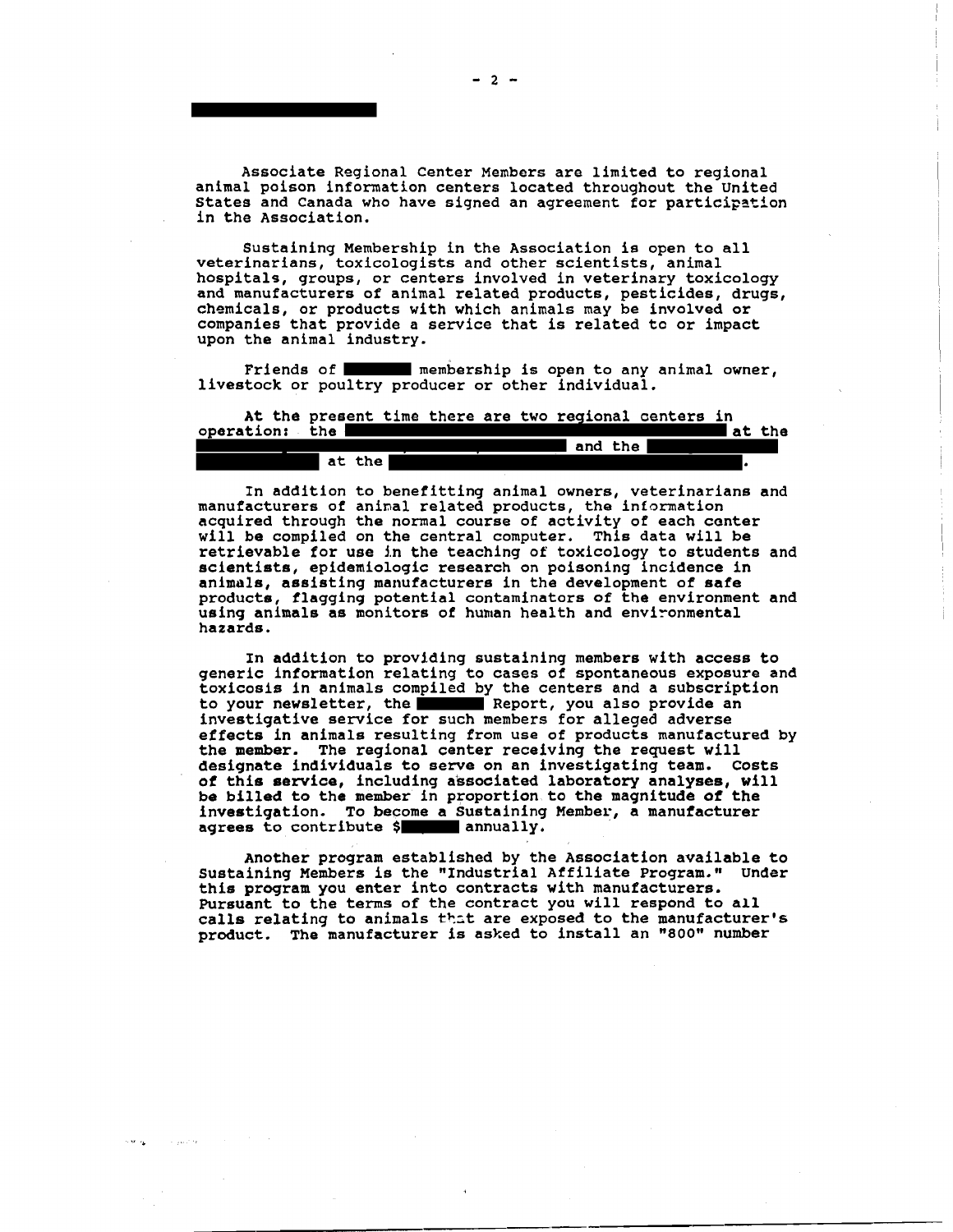Associate Regional Center Members are limited to regional animal poison information centers located throughout the United States and Canada who have signed an agreement for participation in the Association.

Sustaining Membership in the Association is open to all veterinarians, toxicologists and other scientists, animal hospitals, groups, or centers involved in veterinary toxicology and manufacturers of animal related products, pesticides, drugs, chemicals, or products with which animals may be involved or companies that provide a service that is related to or impact upon the animal industry.

Friends of ██████ membership is open to any animal owner, livestock or poultry producer or other individual.

At the present time there are two regional centers in operation: the ██████ at the ██████ and the ██████ at the ██████.

In addition to benefitting animal owners, veterinarians and manufacturers of animal related products, the information acquired through the normal course of activity of each center will be compiled on the central computer. This data will be retrievable for use in the teaching of toxicology to students and scientists, epidemiologic research on poisoning incidence in animals, assisting manufacturers in the development of safe products, flagging potential contaminators of the environment and using animals as monitors of human health and environmental hazards.

In addition to providing sustaining members with access to generic information relating to cases of spontaneous exposure and toxicosis in animals compiled by the centers and a subscription to your newsletter, the ██████ Report, you also provide an investigative service for such members for alleged adverse effects in animals resulting from use of products manufactured by the member. The regional center receiving the request will designate individuals to serve on an investigating team. Costs of this service, including associated laboratory analyses, will be billed to the member in proportion to the magnitude of the investigation. To become a Sustaining Member, a manufacturer agrees to contribute $██████ annually.

Another program established by the Association available to Sustaining Members is the "Industrial Affiliate Program." Under this program you enter into contracts with manufacturers. Pursuant to the terms of the contract you will respond to all calls relating to animals that are exposed to the manufacturer's product. The manufacturer is asked to install an "800" number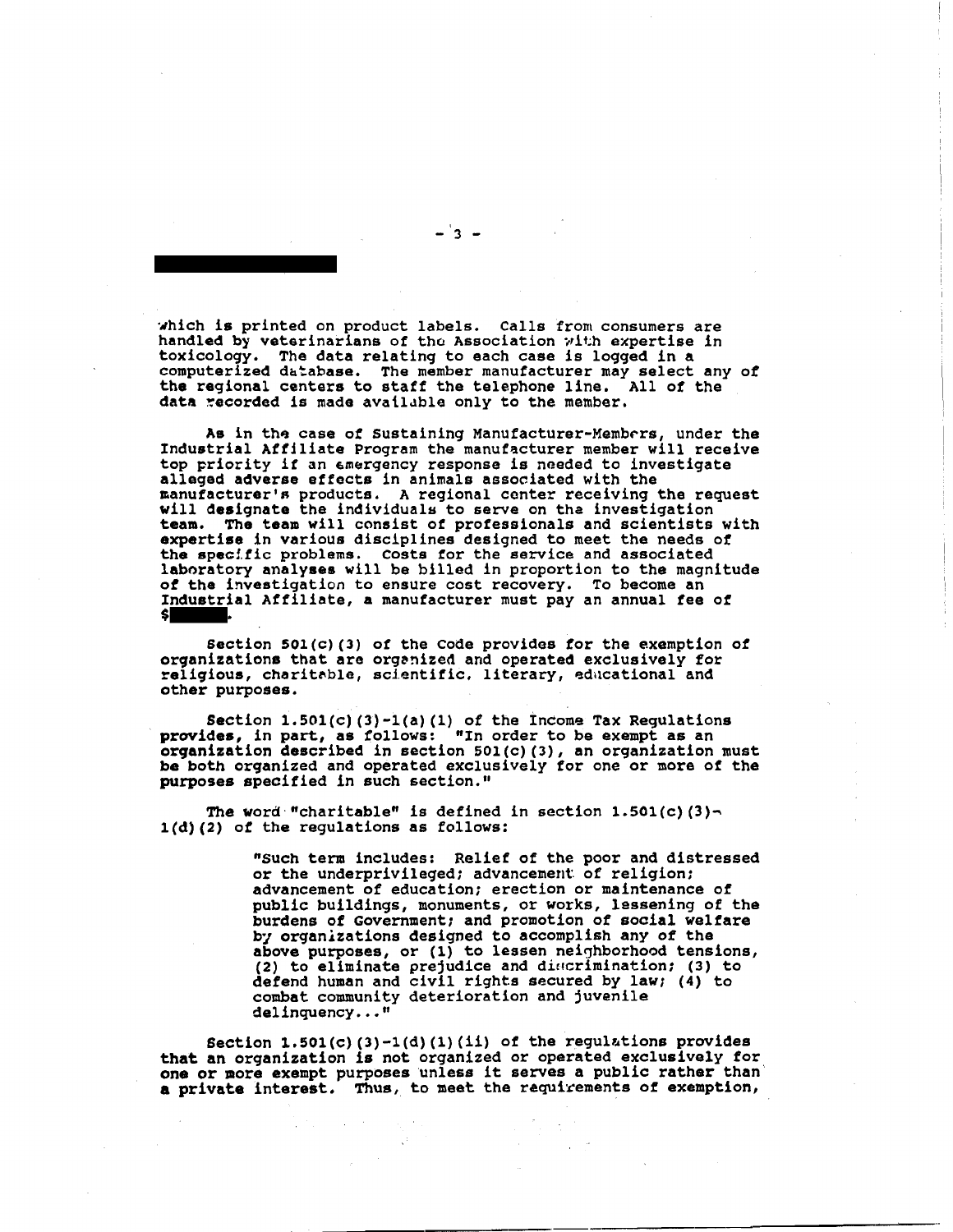which is printed on product labels. Calls from consumers are handled by veterinarians of the Association with expertise in toxicology. The data relating to each case is logged in a computerized database. The member manufacturer may select any of the regional centers to staff the telephone line. All of the data recorded is made available only to the member.

As in the case of Sustaining Manufacturer-Members, under the Industrial Affiliate Program the manufacturer member will receive top priority if an emergency response is needed to investigate alleged adverse effects in animals associated with the manufacturer's products. A regional center receiving the request will designate the individuals to serve on the investigation team. The team will consist of professionals and scientists with expertise in various disciplines designed to meet the needs of the specific problems. Costs for the service and associated laboratory analyses will be billed in proportion to the magnitude of the investigation to ensure cost recovery. To become an Industrial Affiliate, a manufacturer must pay an annual fee of $\_\_\_\_\_.

Section 501(c)(3) of the Code provides for the exemption of organizations that are organized and operated exclusively for religious, charitable, scientific, literary, educational and other purposes.

Section 1.501(c)(3)-1(a)(1) of the Income Tax Regulations provides, in part, as follows: "In order to be exempt as an organization described in section 501(c)(3), an organization must be both organized and operated exclusively for one or more of the purposes specified in such section."

The word "charitable" is defined in section 1.501(c)(3)-1(d)(2) of the regulations as follows:

> "Such term includes: Relief of the poor and distressed or the underprivileged; advancement of religion; advancement of education; erection or maintenance of public buildings, monuments, or works, lessening of the burdens of Government; and promotion of social welfare by organizations designed to accomplish any of the above purposes, or (1) to lessen neighborhood tensions, (2) to eliminate prejudice and discrimination; (3) to defend human and civil rights secured by law; (4) to combat community deterioration and juvenile delinquency..."

Section 1.501(c)(3)-1(d)(1)(ii) of the regulations provides that an organization is not organized or operated exclusively for one or more exempt purposes unless it serves a public rather than a private interest. Thus, to meet the requirements of exemption,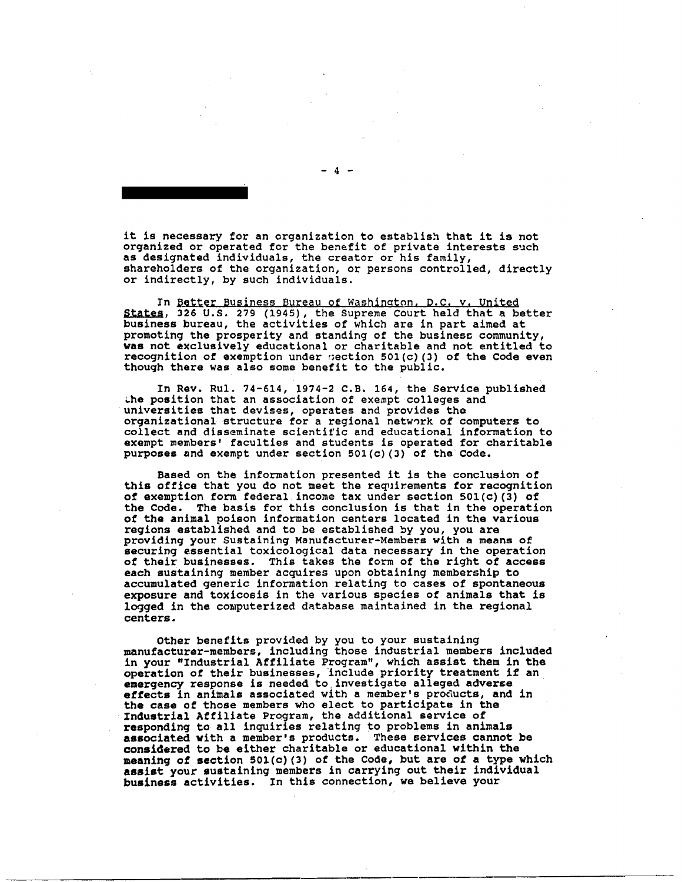it is necessary for an organization to establish that it is not organized or operated for the benefit of private interests such as designated individuals, the creator or his family, shareholders of the organization, or persons controlled, directly or indirectly, by such individuals.

In _Better Business Bureau of Washington, D.C. v. United States_, 326 U.S. 279 (1945), the Supreme Court held that a better business bureau, the activities of which are in part aimed at promoting the prosperity and standing of the business community, was not exclusively educational or charitable and not entitled to recognition of exemption under section 501(c)(3) of the Code even though there was also some benefit to the public.

In Rev. Rul. 74-614, 1974-2 C.B. 164, the Service published the position that an association of exempt colleges and universities that devises, operates and provides the organizational structure for a regional network of computers to collect and disseminate scientific and educational information to exempt members' faculties and students is operated for charitable purposes and exempt under section 501(c)(3) of the Code.

Based on the information presented it is the conclusion of this office that you do not meet the requirements for recognition of exemption form federal income tax under section 501(c)(3) of the Code. The basis for this conclusion is that in the operation of the animal poison information centers located in the various regions established and to be established by you, you are providing your Sustaining Manufacturer-Members with a means of securing essential toxicological data necessary in the operation of their businesses. This takes the form of the right of access each sustaining member acquires upon obtaining membership to accumulated generic information relating to cases of spontaneous exposure and toxicosis in the various species of animals that is logged in the computerized database maintained in the regional centers.

Other benefits provided by you to your sustaining manufacturer-members, including those industrial members included in your "Industrial Affiliate Program", which assist them in the operation of their businesses, include priority treatment if an emergency response is needed to investigate alleged adverse effects in animals associated with a member's products, and in the case of those members who elect to participate in the Industrial Affiliate Program, the additional service of responding to all inquiries relating to problems in animals associated with a member's products. These services cannot be considered to be either charitable or educational within the meaning of section 501(c)(3) of the Code, but are of a type which assist your sustaining members in carrying out their individual business activities. In this connection, we believe your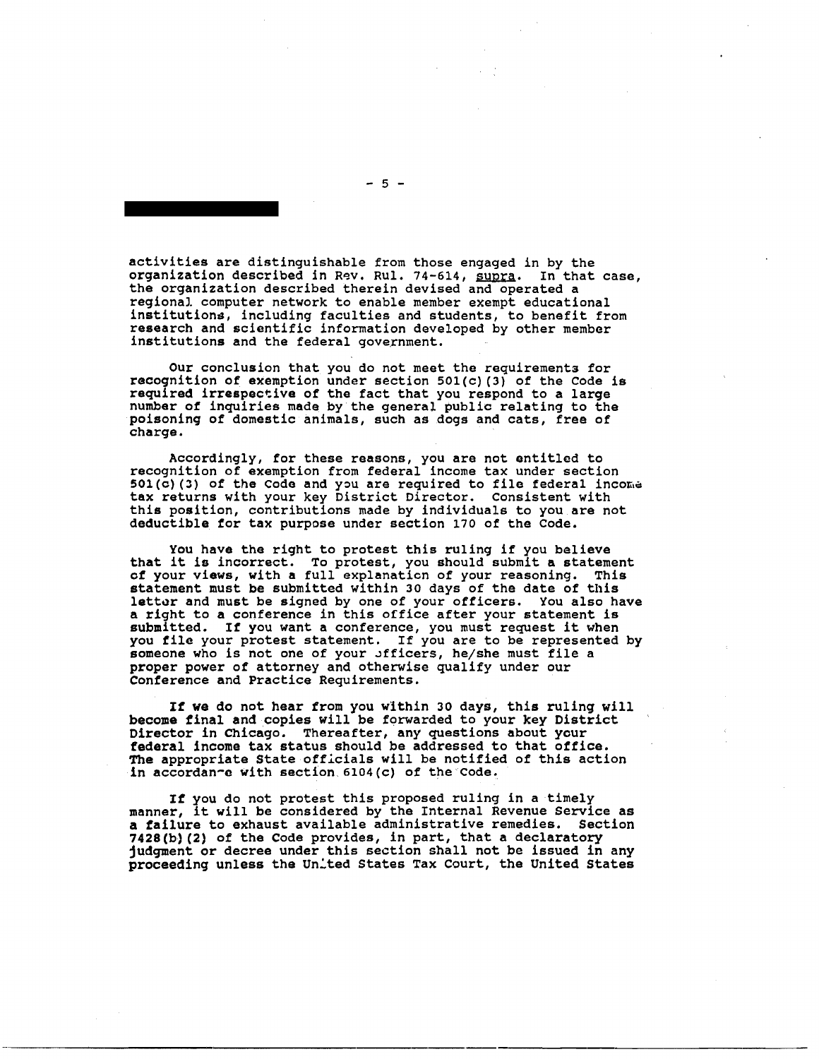activities are distinguishable from those engaged in by the organization described in Rev. Rul. 74-614, *supra*. In that case, the organization described therein devised and operated a regional computer network to enable member exempt educational institutions, including faculties and students, to benefit from research and scientific information developed by other member institutions and the federal government.

Our conclusion that you do not meet the requirements for recognition of exemption under section 501(c)(3) of the Code is required irrespective of the fact that you respond to a large number of inquiries made by the general public relating to the poisoning of domestic animals, such as dogs and cats, free of charge.

Accordingly, for these reasons, you are not entitled to recognition of exemption from federal income tax under section 501(c)(3) of the Code and you are required to file federal income tax returns with your key District Director. Consistent with this position, contributions made by individuals to you are not deductible for tax purpose under section 170 of the Code.

You have the right to protest this ruling if you believe that it is incorrect. To protest, you should submit a statement of your views, with a full explanation of your reasoning. This statement must be submitted within 30 days of the date of this letter and must be signed by one of your officers. You also have a right to a conference in this office after your statement is submitted. If you want a conference, you must request it when you file your protest statement. If you are to be represented by someone who is not one of your officers, he/she must file a proper power of attorney and otherwise qualify under our Conference and Practice Requirements.

If we do not hear from you within 30 days, this ruling will become final and copies will be forwarded to your key District Director in Chicago. Thereafter, any questions about your federal income tax status should be addressed to that office. The appropriate State officials will be notified of this action in accordance with section 6104(c) of the Code.

If you do not protest this proposed ruling in a timely manner, it will be considered by the Internal Revenue Service as a failure to exhaust available administrative remedies. Section 7428(b)(2) of the Code provides, in part, that a declaratory judgment or decree under this section shall not be issued in any proceeding unless the United States Tax Court, the United States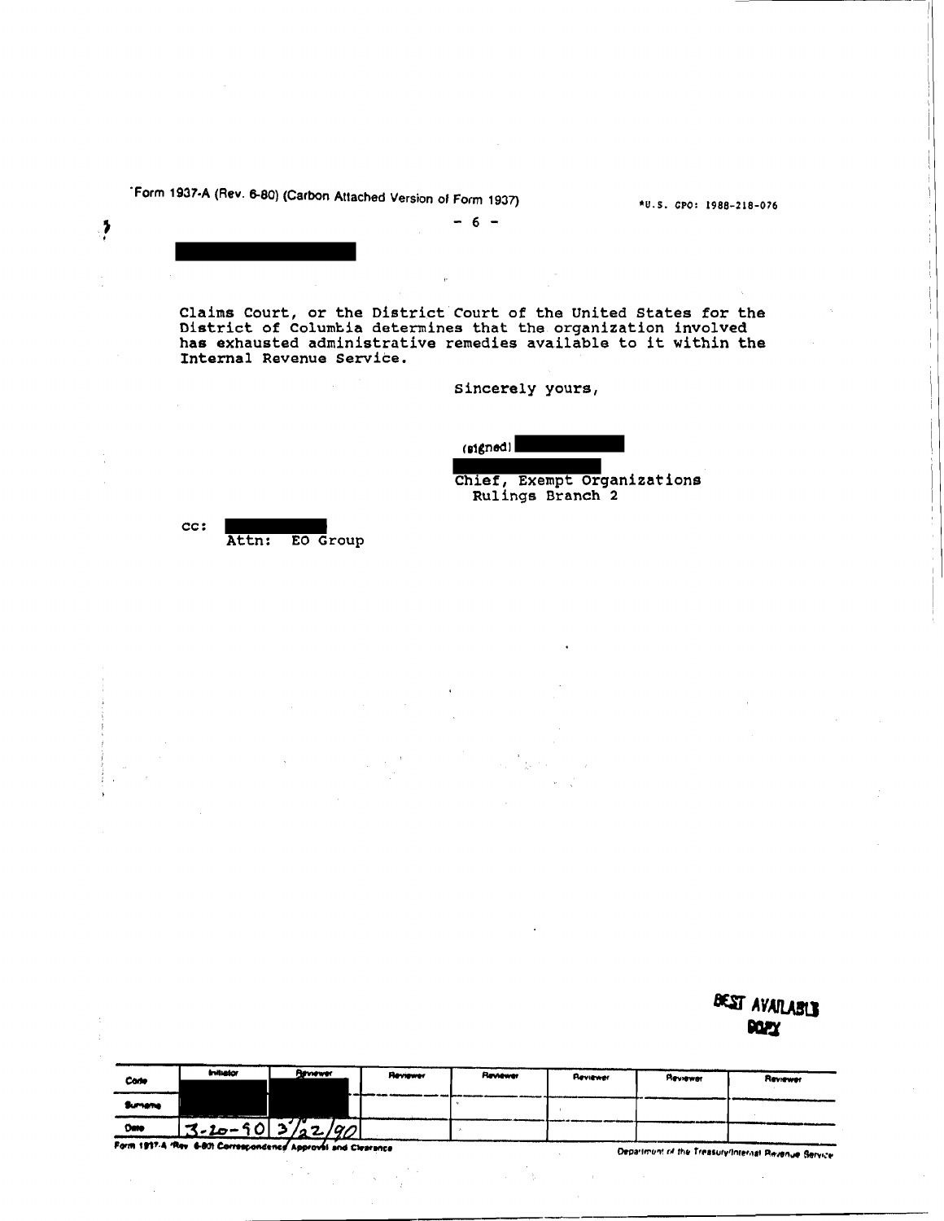Form 1937-A (Rev. 6-80) (Carbon Attached Version of Form 1937)

*U.S. GPO: 1988-218-076

Claims Court, or the District Court of the United States for the District of Columbia determines that the organization involved has exhausted administrative remedies available to it within the Internal Revenue Service.

Sincerely yours,

(signed)

Chief, Exempt Organizations
Rulings Branch 2

cc:
Attn: EO Group

BEST AVAILABLE COPY

| Code | Initiator | Reviewer | Reviewer | Reviewer | Reviewer | Reviewer | Reviewer |
|---|---|---|---|---|---|---|---|
| Surname | | | | | | | |
| Date | 3-20-90 | 3/22/90 | | | | | |

Form 1937-A (Rev. 6-80) Correspondence Approval and Clearance

Department of the Treasury/Internal Revenue Service